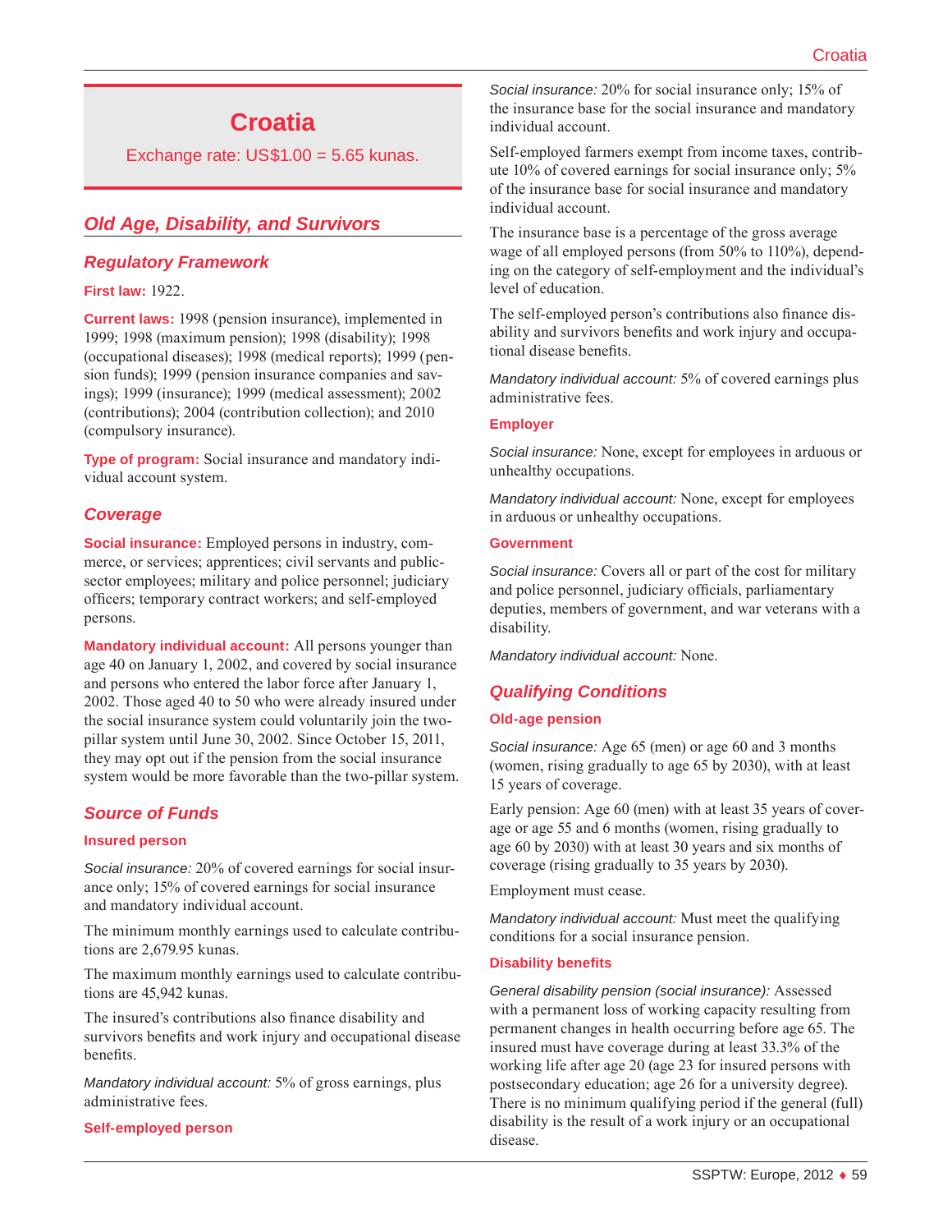# Croatia

Exchange rate: US$1.00 = 5.65 kunas.

## Old Age, Disability, and Survivors

### Regulatory Framework

**First law:** 1922.

**Current laws:** 1998 (pension insurance), implemented in 1999; 1998 (maximum pension); 1998 (disability); 1998 (occupational diseases); 1998 (medical reports); 1999 (pension funds); 1999 (pension insurance companies and savings); 1999 (insurance); 1999 (medical assessment); 2002 (contributions); 2004 (contribution collection); and 2010 (compulsory insurance).

**Type of program:** Social insurance and mandatory individual account system.

### Coverage

**Social insurance:** Employed persons in industry, commerce, or services; apprentices; civil servants and public-sector employees; military and police personnel; judiciary officers; temporary contract workers; and self-employed persons.

**Mandatory individual account:** All persons younger than age 40 on January 1, 2002, and covered by social insurance and persons who entered the labor force after January 1, 2002. Those aged 40 to 50 who were already insured under the social insurance system could voluntarily join the two-pillar system until June 30, 2002. Since October 15, 2011, they may opt out if the pension from the social insurance system would be more favorable than the two-pillar system.

### Source of Funds

#### Insured person

*Social insurance:* 20% of covered earnings for social insurance only; 15% of covered earnings for social insurance and mandatory individual account.

The minimum monthly earnings used to calculate contributions are 2,679.95 kunas.

The maximum monthly earnings used to calculate contributions are 45,942 kunas.

The insured's contributions also finance disability and survivors benefits and work injury and occupational disease benefits.

*Mandatory individual account:* 5% of gross earnings, plus administrative fees.

#### Self-employed person

*Social insurance:* 20% for social insurance only; 15% of the insurance base for the social insurance and mandatory individual account.

Self-employed farmers exempt from income taxes, contribute 10% of covered earnings for social insurance only; 5% of the insurance base for social insurance and mandatory individual account.

The insurance base is a percentage of the gross average wage of all employed persons (from 50% to 110%), depending on the category of self-employment and the individual's level of education.

The self-employed person's contributions also finance disability and survivors benefits and work injury and occupational disease benefits.

*Mandatory individual account:* 5% of covered earnings plus administrative fees.

#### Employer

*Social insurance:* None, except for employees in arduous or unhealthy occupations.

*Mandatory individual account:* None, except for employees in arduous or unhealthy occupations.

#### Government

*Social insurance:* Covers all or part of the cost for military and police personnel, judiciary officials, parliamentary deputies, members of government, and war veterans with a disability.

*Mandatory individual account:* None.

### Qualifying Conditions

#### Old-age pension

*Social insurance:* Age 65 (men) or age 60 and 3 months (women, rising gradually to age 65 by 2030), with at least 15 years of coverage.

Early pension: Age 60 (men) with at least 35 years of coverage or age 55 and 6 months (women, rising gradually to age 60 by 2030) with at least 30 years and six months of coverage (rising gradually to 35 years by 2030).

Employment must cease.

*Mandatory individual account:* Must meet the qualifying conditions for a social insurance pension.

#### Disability benefits

*General disability pension (social insurance):* Assessed with a permanent loss of working capacity resulting from permanent changes in health occurring before age 65. The insured must have coverage during at least 33.3% of the working life after age 20 (age 23 for insured persons with postsecondary education; age 26 for a university degree). There is no minimum qualifying period if the general (full) disability is the result of a work injury or an occupational disease.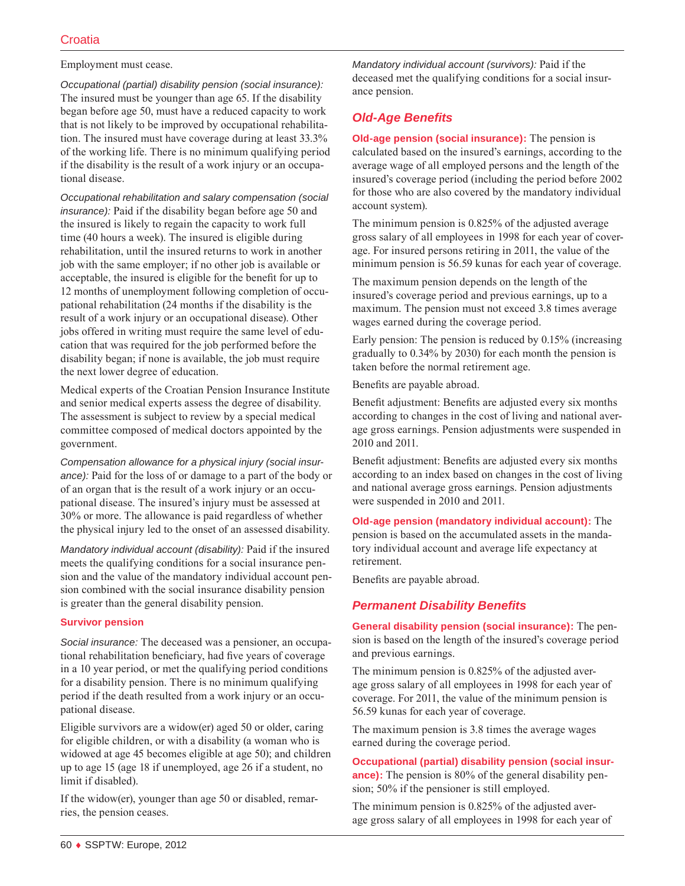Employment must cease.

*Occupational (partial) disability pension (social insurance):* The insured must be younger than age 65. If the disability began before age 50, must have a reduced capacity to work that is not likely to be improved by occupational rehabilitation. The insured must have coverage during at least 33.3% of the working life. There is no minimum qualifying period if the disability is the result of a work injury or an occupational disease.

*Occupational rehabilitation and salary compensation (social insurance):* Paid if the disability began before age 50 and the insured is likely to regain the capacity to work full time (40 hours a week). The insured is eligible during rehabilitation, until the insured returns to work in another job with the same employer; if no other job is available or acceptable, the insured is eligible for the benefit for up to 12 months of unemployment following completion of occupational rehabilitation (24 months if the disability is the result of a work injury or an occupational disease). Other jobs offered in writing must require the same level of education that was required for the job performed before the disability began; if none is available, the job must require the next lower degree of education.

Medical experts of the Croatian Pension Insurance Institute and senior medical experts assess the degree of disability. The assessment is subject to review by a special medical committee composed of medical doctors appointed by the government.

*Compensation allowance for a physical injury (social insurance):* Paid for the loss of or damage to a part of the body or of an organ that is the result of a work injury or an occupational disease. The insured's injury must be assessed at 30% or more. The allowance is paid regardless of whether the physical injury led to the onset of an assessed disability.

*Mandatory individual account (disability):* Paid if the insured meets the qualifying conditions for a social insurance pension and the value of the mandatory individual account pension combined with the social insurance disability pension is greater than the general disability pension.

**Survivor pension**

*Social insurance:* The deceased was a pensioner, an occupational rehabilitation beneficiary, had five years of coverage in a 10 year period, or met the qualifying period conditions for a disability pension. There is no minimum qualifying period if the death resulted from a work injury or an occupational disease.

Eligible survivors are a widow(er) aged 50 or older, caring for eligible children, or with a disability (a woman who is widowed at age 45 becomes eligible at age 50); and children up to age 15 (age 18 if unemployed, age 26 if a student, no limit if disabled).

If the widow(er), younger than age 50 or disabled, remarries, the pension ceases.

*Mandatory individual account (survivors):* Paid if the deceased met the qualifying conditions for a social insurance pension.

## Old-Age Benefits

**Old-age pension (social insurance):** The pension is calculated based on the insured's earnings, according to the average wage of all employed persons and the length of the insured's coverage period (including the period before 2002 for those who are also covered by the mandatory individual account system).

The minimum pension is 0.825% of the adjusted average gross salary of all employees in 1998 for each year of coverage. For insured persons retiring in 2011, the value of the minimum pension is 56.59 kunas for each year of coverage.

The maximum pension depends on the length of the insured's coverage period and previous earnings, up to a maximum. The pension must not exceed 3.8 times average wages earned during the coverage period.

Early pension: The pension is reduced by 0.15% (increasing gradually to 0.34% by 2030) for each month the pension is taken before the normal retirement age.

Benefits are payable abroad.

Benefit adjustment: Benefits are adjusted every six months according to changes in the cost of living and national average gross earnings. Pension adjustments were suspended in 2010 and 2011.

Benefit adjustment: Benefits are adjusted every six months according to an index based on changes in the cost of living and national average gross earnings. Pension adjustments were suspended in 2010 and 2011.

**Old-age pension (mandatory individual account):** The pension is based on the accumulated assets in the mandatory individual account and average life expectancy at retirement.

Benefits are payable abroad.

## Permanent Disability Benefits

**General disability pension (social insurance):** The pension is based on the length of the insured's coverage period and previous earnings.

The minimum pension is 0.825% of the adjusted average gross salary of all employees in 1998 for each year of coverage. For 2011, the value of the minimum pension is 56.59 kunas for each year of coverage.

The maximum pension is 3.8 times the average wages earned during the coverage period.

**Occupational (partial) disability pension (social insurance):** The pension is 80% of the general disability pension; 50% if the pensioner is still employed.

The minimum pension is 0.825% of the adjusted average gross salary of all employees in 1998 for each year of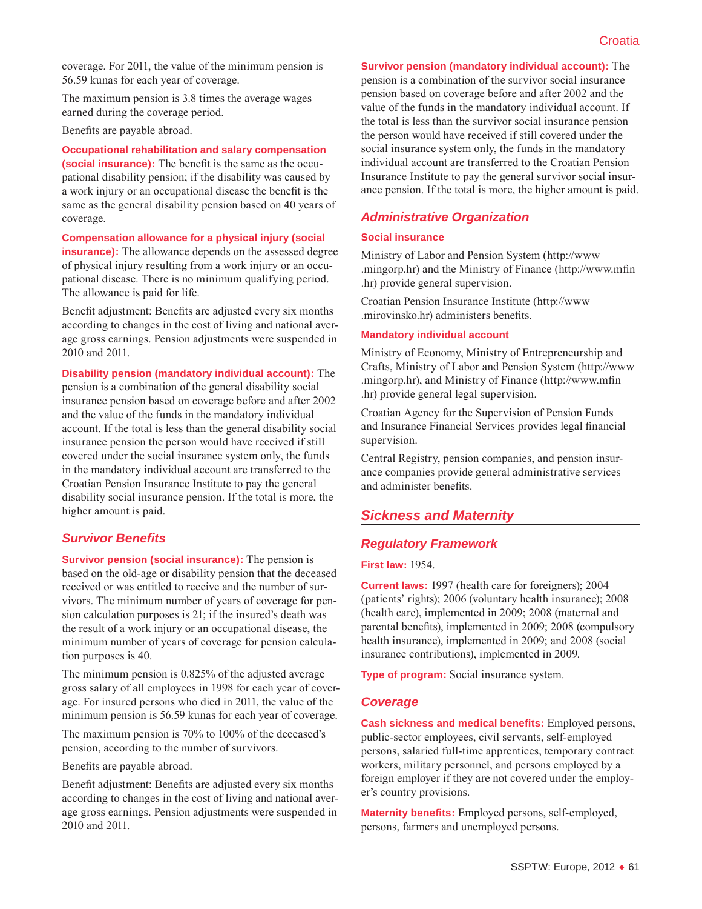coverage. For 2011, the value of the minimum pension is 56.59 kunas for each year of coverage.

The maximum pension is 3.8 times the average wages earned during the coverage period.

Benefits are payable abroad.

**Occupational rehabilitation and salary compensation (social insurance):** The benefit is the same as the occupational disability pension; if the disability was caused by a work injury or an occupational disease the benefit is the same as the general disability pension based on 40 years of coverage.

**Compensation allowance for a physical injury (social insurance):** The allowance depends on the assessed degree of physical injury resulting from a work injury or an occupational disease. There is no minimum qualifying period. The allowance is paid for life.

Benefit adjustment: Benefits are adjusted every six months according to changes in the cost of living and national average gross earnings. Pension adjustments were suspended in 2010 and 2011.

**Disability pension (mandatory individual account):** The pension is a combination of the general disability social insurance pension based on coverage before and after 2002 and the value of the funds in the mandatory individual account. If the total is less than the general disability social insurance pension the person would have received if still covered under the social insurance system only, the funds in the mandatory individual account are transferred to the Croatian Pension Insurance Institute to pay the general disability social insurance pension. If the total is more, the higher amount is paid.

## Survivor Benefits

**Survivor pension (social insurance):** The pension is based on the old-age or disability pension that the deceased received or was entitled to receive and the number of survivors. The minimum number of years of coverage for pension calculation purposes is 21; if the insured's death was the result of a work injury or an occupational disease, the minimum number of years of coverage for pension calculation purposes is 40.

The minimum pension is 0.825% of the adjusted average gross salary of all employees in 1998 for each year of coverage. For insured persons who died in 2011, the value of the minimum pension is 56.59 kunas for each year of coverage.

The maximum pension is 70% to 100% of the deceased's pension, according to the number of survivors.

Benefits are payable abroad.

Benefit adjustment: Benefits are adjusted every six months according to changes in the cost of living and national average gross earnings. Pension adjustments were suspended in 2010 and 2011.

**Survivor pension (mandatory individual account):** The pension is a combination of the survivor social insurance pension based on coverage before and after 2002 and the value of the funds in the mandatory individual account. If the total is less than the survivor social insurance pension the person would have received if still covered under the social insurance system only, the funds in the mandatory individual account are transferred to the Croatian Pension Insurance Institute to pay the general survivor social insurance pension. If the total is more, the higher amount is paid.

## Administrative Organization

### Social insurance

Ministry of Labor and Pension System (http://www.mingorp.hr) and the Ministry of Finance (http://www.mfin.hr) provide general supervision.

Croatian Pension Insurance Institute (http://www.mirovinsko.hr) administers benefits.

### Mandatory individual account

Ministry of Economy, Ministry of Entrepreneurship and Crafts, Ministry of Labor and Pension System (http://www.mingorp.hr), and Ministry of Finance (http://www.mfin.hr) provide general legal supervision.

Croatian Agency for the Supervision of Pension Funds and Insurance Financial Services provides legal financial supervision.

Central Registry, pension companies, and pension insurance companies provide general administrative services and administer benefits.

# Sickness and Maternity

## Regulatory Framework

**First law:** 1954.

**Current laws:** 1997 (health care for foreigners); 2004 (patients' rights); 2006 (voluntary health insurance); 2008 (health care), implemented in 2009; 2008 (maternal and parental benefits), implemented in 2009; 2008 (compulsory health insurance), implemented in 2009; and 2008 (social insurance contributions), implemented in 2009.

**Type of program:** Social insurance system.

## Coverage

**Cash sickness and medical benefits:** Employed persons, public-sector employees, civil servants, self-employed persons, salaried full-time apprentices, temporary contract workers, military personnel, and persons employed by a foreign employer if they are not covered under the employer's country provisions.

**Maternity benefits:** Employed persons, self-employed, persons, farmers and unemployed persons.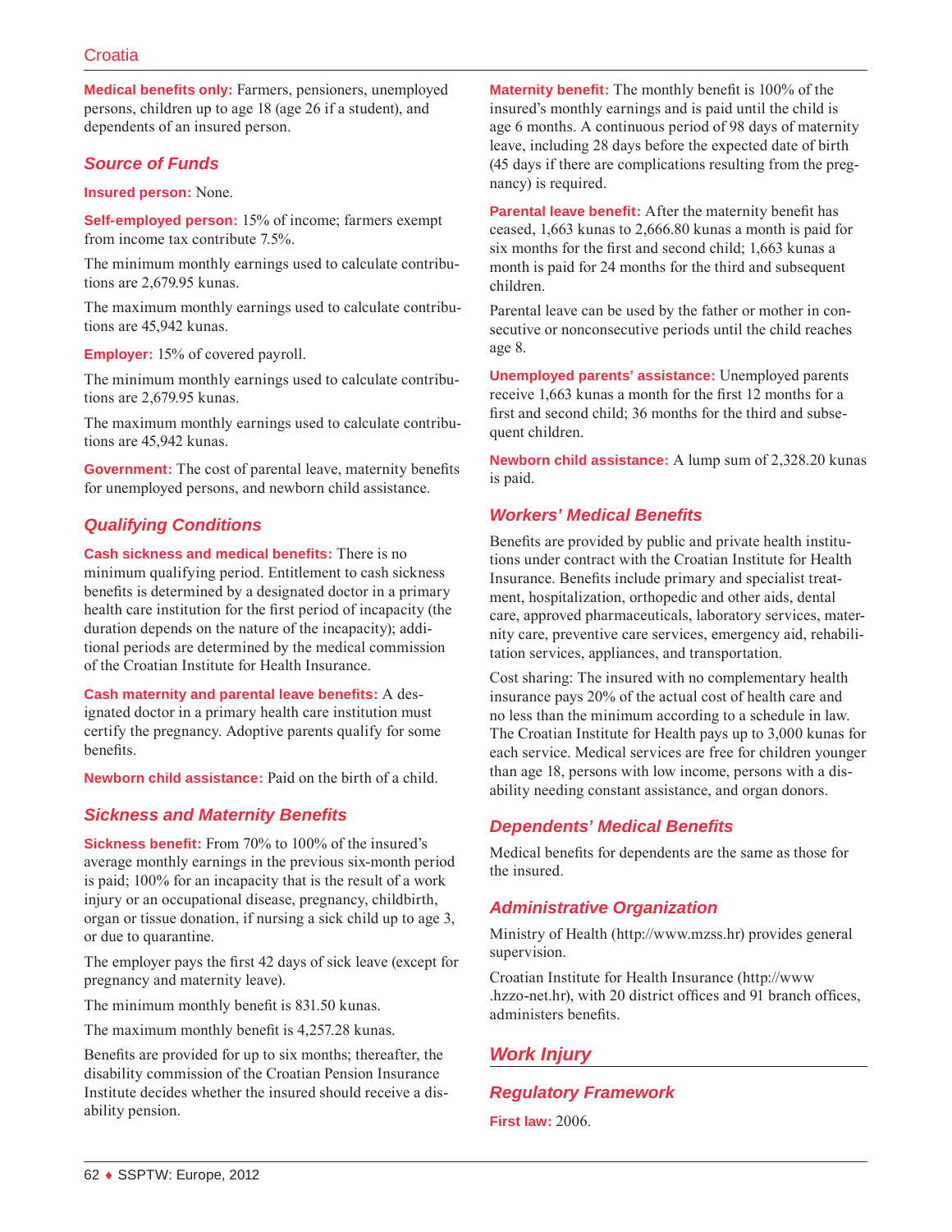**Medical benefits only:** Farmers, pensioners, unemployed persons, children up to age 18 (age 26 if a student), and dependents of an insured person.

### Source of Funds

**Insured person:** None.

**Self-employed person:** 15% of income; farmers exempt from income tax contribute 7.5%.

The minimum monthly earnings used to calculate contributions are 2,679.95 kunas.

The maximum monthly earnings used to calculate contributions are 45,942 kunas.

**Employer:** 15% of covered payroll.

The minimum monthly earnings used to calculate contributions are 2,679.95 kunas.

The maximum monthly earnings used to calculate contributions are 45,942 kunas.

**Government:** The cost of parental leave, maternity benefits for unemployed persons, and newborn child assistance.

### Qualifying Conditions

**Cash sickness and medical benefits:** There is no minimum qualifying period. Entitlement to cash sickness benefits is determined by a designated doctor in a primary health care institution for the first period of incapacity (the duration depends on the nature of the incapacity); additional periods are determined by the medical commission of the Croatian Institute for Health Insurance.

**Cash maternity and parental leave benefits:** A designated doctor in a primary health care institution must certify the pregnancy. Adoptive parents qualify for some benefits.

**Newborn child assistance:** Paid on the birth of a child.

### Sickness and Maternity Benefits

**Sickness benefit:** From 70% to 100% of the insured's average monthly earnings in the previous six-month period is paid; 100% for an incapacity that is the result of a work injury or an occupational disease, pregnancy, childbirth, organ or tissue donation, if nursing a sick child up to age 3, or due to quarantine.

The employer pays the first 42 days of sick leave (except for pregnancy and maternity leave).

The minimum monthly benefit is 831.50 kunas.

The maximum monthly benefit is 4,257.28 kunas.

Benefits are provided for up to six months; thereafter, the disability commission of the Croatian Pension Insurance Institute decides whether the insured should receive a disability pension.

**Maternity benefit:** The monthly benefit is 100% of the insured's monthly earnings and is paid until the child is age 6 months. A continuous period of 98 days of maternity leave, including 28 days before the expected date of birth (45 days if there are complications resulting from the pregnancy) is required.

**Parental leave benefit:** After the maternity benefit has ceased, 1,663 kunas to 2,666.80 kunas a month is paid for six months for the first and second child; 1,663 kunas a month is paid for 24 months for the third and subsequent children.

Parental leave can be used by the father or mother in consecutive or nonconsecutive periods until the child reaches age 8.

**Unemployed parents' assistance:** Unemployed parents receive 1,663 kunas a month for the first 12 months for a first and second child; 36 months for the third and subsequent children.

**Newborn child assistance:** A lump sum of 2,328.20 kunas is paid.

### Workers' Medical Benefits

Benefits are provided by public and private health institutions under contract with the Croatian Institute for Health Insurance. Benefits include primary and specialist treatment, hospitalization, orthopedic and other aids, dental care, approved pharmaceuticals, laboratory services, maternity care, preventive care services, emergency aid, rehabilitation services, appliances, and transportation.

Cost sharing: The insured with no complementary health insurance pays 20% of the actual cost of health care and no less than the minimum according to a schedule in law. The Croatian Institute for Health pays up to 3,000 kunas for each service. Medical services are free for children younger than age 18, persons with low income, persons with a disability needing constant assistance, and organ donors.

### Dependents' Medical Benefits

Medical benefits for dependents are the same as those for the insured.

### Administrative Organization

Ministry of Health (http://www.mzss.hr) provides general supervision.

Croatian Institute for Health Insurance (http://www.hzzo-net.hr), with 20 district offices and 91 branch offices, administers benefits.

## Work Injury

### Regulatory Framework

**First law:** 2006.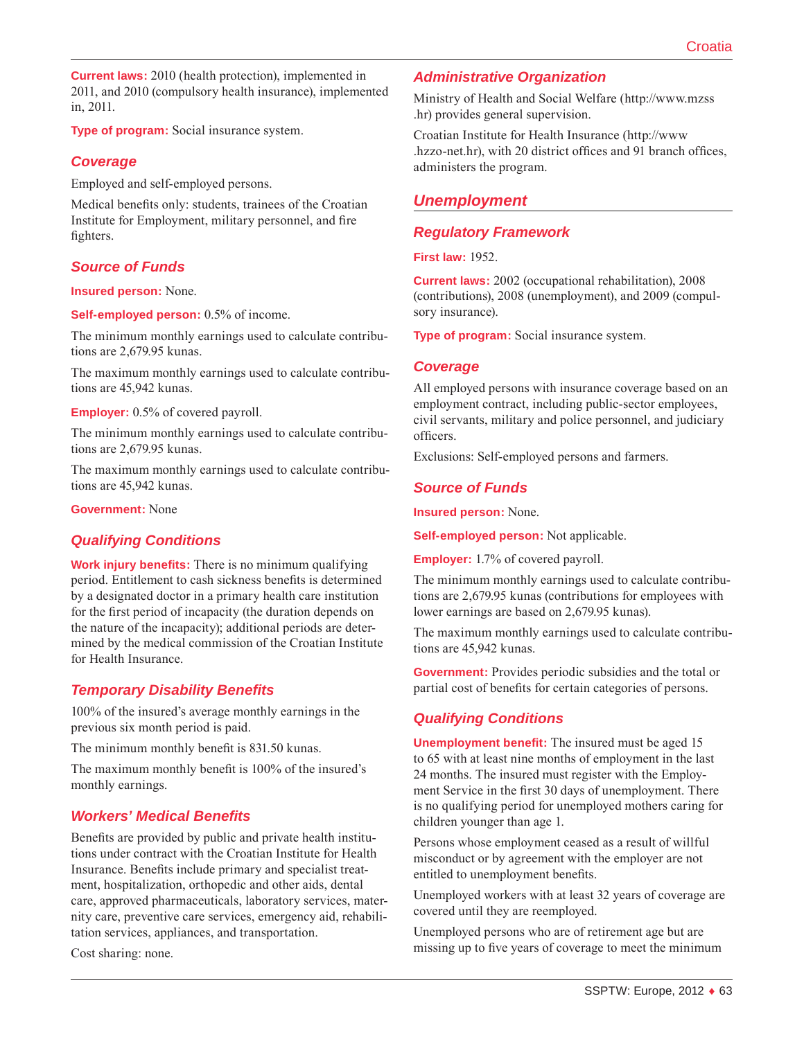**Current laws:** 2010 (health protection), implemented in 2011, and 2010 (compulsory health insurance), implemented in, 2011.

**Type of program:** Social insurance system.

### Coverage

Employed and self-employed persons.

Medical benefits only: students, trainees of the Croatian Institute for Employment, military personnel, and fire fighters.

### Source of Funds

**Insured person:** None.

**Self-employed person:** 0.5% of income.

The minimum monthly earnings used to calculate contributions are 2,679.95 kunas.

The maximum monthly earnings used to calculate contributions are 45,942 kunas.

**Employer:** 0.5% of covered payroll.

The minimum monthly earnings used to calculate contributions are 2,679.95 kunas.

The maximum monthly earnings used to calculate contributions are 45,942 kunas.

**Government:** None

### Qualifying Conditions

**Work injury benefits:** There is no minimum qualifying period. Entitlement to cash sickness benefits is determined by a designated doctor in a primary health care institution for the first period of incapacity (the duration depends on the nature of the incapacity); additional periods are determined by the medical commission of the Croatian Institute for Health Insurance.

### Temporary Disability Benefits

100% of the insured's average monthly earnings in the previous six month period is paid.

The minimum monthly benefit is 831.50 kunas.

The maximum monthly benefit is 100% of the insured's monthly earnings.

### Workers' Medical Benefits

Benefits are provided by public and private health institutions under contract with the Croatian Institute for Health Insurance. Benefits include primary and specialist treatment, hospitalization, orthopedic and other aids, dental care, approved pharmaceuticals, laboratory services, maternity care, preventive care services, emergency aid, rehabilitation services, appliances, and transportation.

Cost sharing: none.

### Administrative Organization

Ministry of Health and Social Welfare (http://www.mzss.hr) provides general supervision.

Croatian Institute for Health Insurance (http://www.hzzo-net.hr), with 20 district offices and 91 branch offices, administers the program.

## Unemployment

### Regulatory Framework

**First law:** 1952.

**Current laws:** 2002 (occupational rehabilitation), 2008 (contributions), 2008 (unemployment), and 2009 (compulsory insurance).

**Type of program:** Social insurance system.

### Coverage

All employed persons with insurance coverage based on an employment contract, including public-sector employees, civil servants, military and police personnel, and judiciary officers.

Exclusions: Self-employed persons and farmers.

### Source of Funds

**Insured person:** None.

**Self-employed person:** Not applicable.

**Employer:** 1.7% of covered payroll.

The minimum monthly earnings used to calculate contributions are 2,679.95 kunas (contributions for employees with lower earnings are based on 2,679.95 kunas).

The maximum monthly earnings used to calculate contributions are 45,942 kunas.

**Government:** Provides periodic subsidies and the total or partial cost of benefits for certain categories of persons.

### Qualifying Conditions

**Unemployment benefit:** The insured must be aged 15 to 65 with at least nine months of employment in the last 24 months. The insured must register with the Employment Service in the first 30 days of unemployment. There is no qualifying period for unemployed mothers caring for children younger than age 1.

Persons whose employment ceased as a result of willful misconduct or by agreement with the employer are not entitled to unemployment benefits.

Unemployed workers with at least 32 years of coverage are covered until they are reemployed.

Unemployed persons who are of retirement age but are missing up to five years of coverage to meet the minimum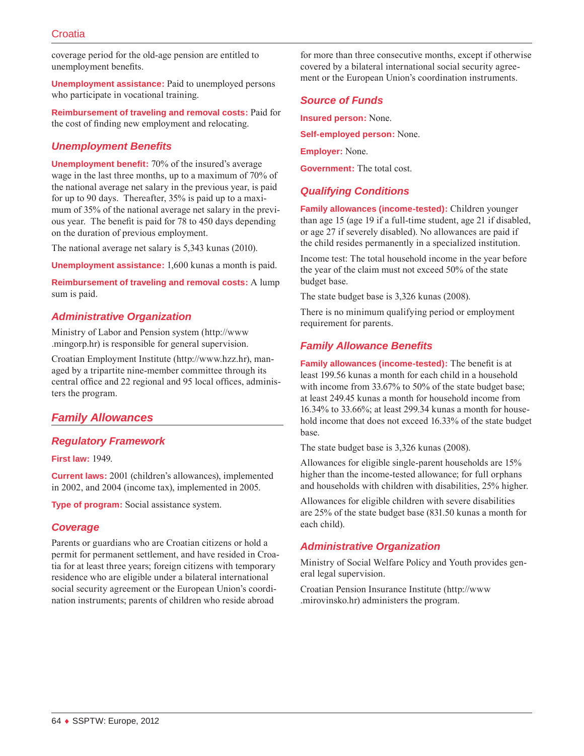coverage period for the old-age pension are entitled to unemployment benefits.

**Unemployment assistance:** Paid to unemployed persons who participate in vocational training.

**Reimbursement of traveling and removal costs:** Paid for the cost of finding new employment and relocating.

### Unemployment Benefits

**Unemployment benefit:** 70% of the insured's average wage in the last three months, up to a maximum of 70% of the national average net salary in the previous year, is paid for up to 90 days. Thereafter, 35% is paid up to a maximum of 35% of the national average net salary in the previous year. The benefit is paid for 78 to 450 days depending on the duration of previous employment.

The national average net salary is 5,343 kunas (2010).

**Unemployment assistance:** 1,600 kunas a month is paid.

**Reimbursement of traveling and removal costs:** A lump sum is paid.

### Administrative Organization

Ministry of Labor and Pension system (http://www.mingorp.hr) is responsible for general supervision.

Croatian Employment Institute (http://www.hzz.hr), managed by a tripartite nine-member committee through its central office and 22 regional and 95 local offices, administers the program.

## Family Allowances

### Regulatory Framework

**First law:** 1949.

**Current laws:** 2001 (children's allowances), implemented in 2002, and 2004 (income tax), implemented in 2005.

**Type of program:** Social assistance system.

### Coverage

Parents or guardians who are Croatian citizens or hold a permit for permanent settlement, and have resided in Croatia for at least three years; foreign citizens with temporary residence who are eligible under a bilateral international social security agreement or the European Union's coordination instruments; parents of children who reside abroad for more than three consecutive months, except if otherwise covered by a bilateral international social security agreement or the European Union's coordination instruments.

### Source of Funds

**Insured person:** None.

**Self-employed person:** None.

**Employer:** None.

**Government:** The total cost.

### Qualifying Conditions

**Family allowances (income-tested):** Children younger than age 15 (age 19 if a full-time student, age 21 if disabled, or age 27 if severely disabled). No allowances are paid if the child resides permanently in a specialized institution.

Income test: The total household income in the year before the year of the claim must not exceed 50% of the state budget base.

The state budget base is 3,326 kunas (2008).

There is no minimum qualifying period or employment requirement for parents.

### Family Allowance Benefits

**Family allowances (income-tested):** The benefit is at least 199.56 kunas a month for each child in a household with income from 33.67% to 50% of the state budget base; at least 249.45 kunas a month for household income from 16.34% to 33.66%; at least 299.34 kunas a month for household income that does not exceed 16.33% of the state budget base.

The state budget base is 3,326 kunas (2008).

Allowances for eligible single-parent households are 15% higher than the income-tested allowance; for full orphans and households with children with disabilities, 25% higher.

Allowances for eligible children with severe disabilities are 25% of the state budget base (831.50 kunas a month for each child).

### Administrative Organization

Ministry of Social Welfare Policy and Youth provides general legal supervision.

Croatian Pension Insurance Institute (http://www.mirovinsko.hr) administers the program.